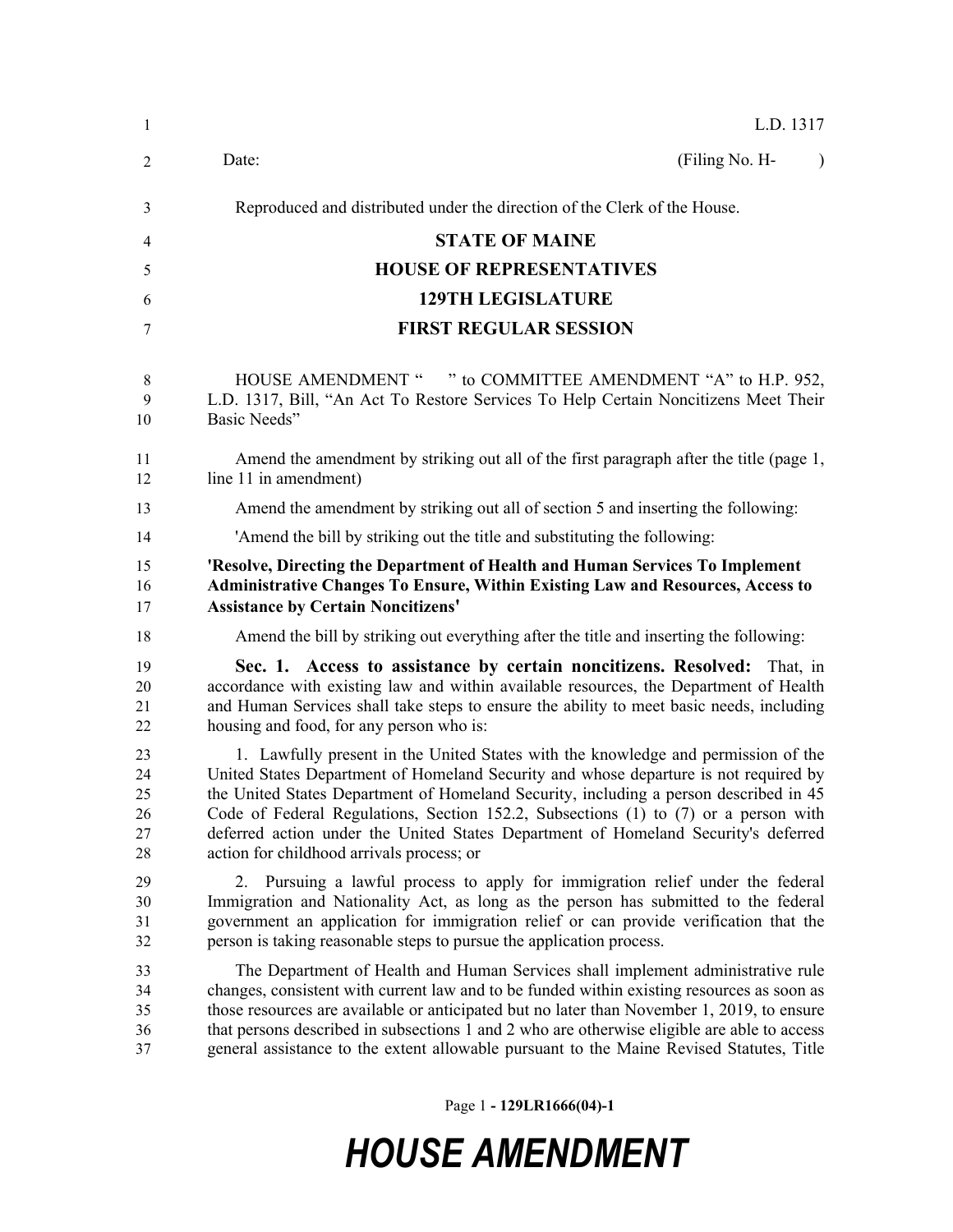L.D. 1317

Date: (Filing No. H- )

Reproduced and distributed under the direction of the Clerk of the House.

**STATE OF MAINE**

**HOUSE OF REPRESENTATIVES**

**129TH LEGISLATURE**

**FIRST REGULAR SESSION**

HOUSE AMENDMENT " " to COMMITTEE AMENDMENT "A" to H.P. 952, L.D. 1317, Bill, "An Act To Restore Services To Help Certain Noncitizens Meet Their Basic Needs"

Amend the amendment by striking out all of the first paragraph after the title (page 1, line 11 in amendment)

Amend the amendment by striking out all of section 5 and inserting the following:

'Amend the bill by striking out the title and substituting the following:

**'Resolve, Directing the Department of Health and Human Services To Implement Administrative Changes To Ensure, Within Existing Law and Resources, Access to Assistance by Certain Noncitizens'**

Amend the bill by striking out everything after the title and inserting the following:

**Sec. 1. Access to assistance by certain noncitizens. Resolved:** That, in accordance with existing law and within available resources, the Department of Health and Human Services shall take steps to ensure the ability to meet basic needs, including housing and food, for any person who is:

1. Lawfully present in the United States with the knowledge and permission of the United States Department of Homeland Security and whose departure is not required by the United States Department of Homeland Security, including a person described in 45 Code of Federal Regulations, Section 152.2, Subsections (1) to (7) or a person with deferred action under the United States Department of Homeland Security's deferred action for childhood arrivals process; or

2. Pursuing a lawful process to apply for immigration relief under the federal Immigration and Nationality Act, as long as the person has submitted to the federal government an application for immigration relief or can provide verification that the person is taking reasonable steps to pursue the application process.

The Department of Health and Human Services shall implement administrative rule changes, consistent with current law and to be funded within existing resources as soon as those resources are available or anticipated but no later than November 1, 2019, to ensure that persons described in subsections 1 and 2 who are otherwise eligible are able to access general assistance to the extent allowable pursuant to the Maine Revised Statutes, Title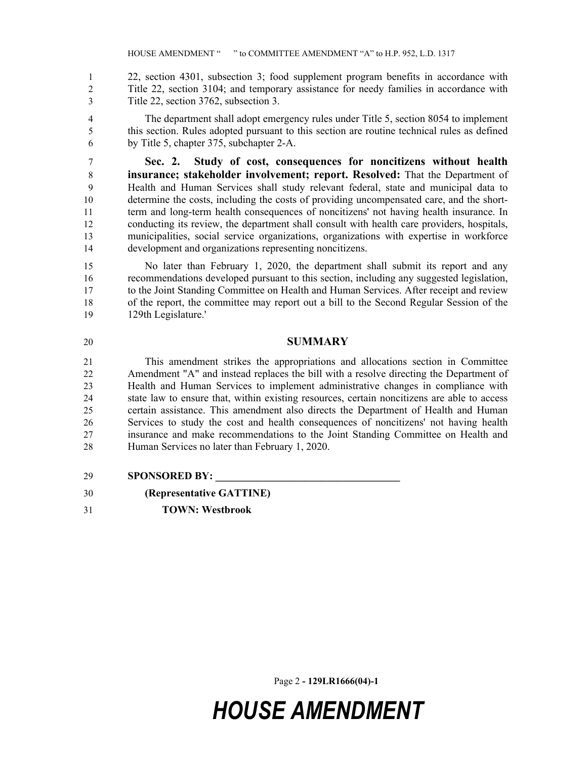22, section 4301, subsection 3; food supplement program benefits in accordance with Title 22, section 3104; and temporary assistance for needy families in accordance with Title 22, section 3762, subsection 3.

The department shall adopt emergency rules under Title 5, section 8054 to implement this section. Rules adopted pursuant to this section are routine technical rules as defined by Title 5, chapter 375, subchapter 2-A.

**Sec. 2. Study of cost, consequences for noncitizens without health insurance; stakeholder involvement; report. Resolved:** That the Department of Health and Human Services shall study relevant federal, state and municipal data to determine the costs, including the costs of providing uncompensated care, and the short-term and long-term health consequences of noncitizens' not having health insurance. In conducting its review, the department shall consult with health care providers, hospitals, municipalities, social service organizations, organizations with expertise in workforce development and organizations representing noncitizens.

No later than February 1, 2020, the department shall submit its report and any recommendations developed pursuant to this section, including any suggested legislation, to the Joint Standing Committee on Health and Human Services. After receipt and review of the report, the committee may report out a bill to the Second Regular Session of the 129th Legislature.'

## SUMMARY

This amendment strikes the appropriations and allocations section in Committee Amendment "A" and instead replaces the bill with a resolve directing the Department of Health and Human Services to implement administrative changes in compliance with state law to ensure that, within existing resources, certain noncitizens are able to access certain assistance. This amendment also directs the Department of Health and Human Services to study the cost and health consequences of noncitizens' not having health insurance and make recommendations to the Joint Standing Committee on Health and Human Services no later than February 1, 2020.

**SPONSORED BY: ___________________________________**

**(Representative GATTINE)**

**TOWN: Westbrook**